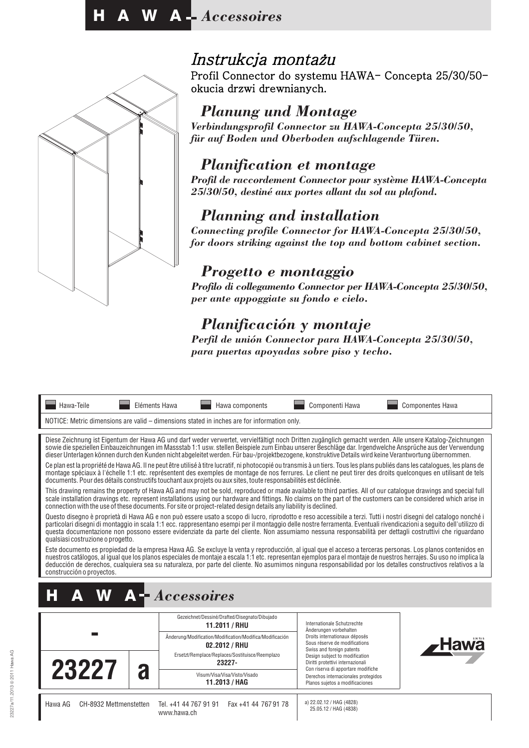# H A W A - *Accessoires*

## *Instrukcja montażu*

Profil Connector do systemu HAWA- Concepta 25/30/50- okucia drzwi drewnianych.

## *Planung und Montage*

***Verbindungsprofil Connector zu HAWA-Concepta 25/30/50, für auf Boden und Oberboden aufschlagende Türen.***

## *Planification et montage*

***Profil de raccordement Connector pour système HAWA-Concepta 25/30/50, destiné aux portes allant du sol au plafond.***

## *Planning and installation*

***Connecting profile Connector for HAWA-Concepta 25/30/50, for doors striking against the top and bottom cabinet section.***

## *Progetto e montaggio*

***Profilo di collegamento Connector per HAWA-Concepta 25/30/50, per ante appoggiate su fondo e cielo.***

## *Planificación y montaje*

***Perfil de unión Connector para HAWA-Concepta 25/30/50, para puertas apoyadas sobre piso y techo.***

Hawa-Teile | Eléments Hawa | Hawa components | Componenti Hawa | Componentes Hawa

NOTICE: Metric dimensions are valid – dimensions stated in inches are for information only.

Diese Zeichnung ist Eigentum der Hawa AG und darf weder verwertet, vervielfältigt noch Dritten zugänglich gemacht werden. Alle unsere Katalog-Zeichnungen sowie die speziellen Einbauzeichnungen im Massstab 1:1 usw. stellen Beispiele zum Einbau unserer Beschläge dar. Irgendwelche Ansprüche aus der Verwendung dieser Unterlagen können durch den Kunden nicht abgeleitet werden. Für bau-/projektbezogene, konstruktive Details wird keine Verantwortung übernommen.

Ce plan est la propriété de Hawa AG. Il ne peut être utilisé à titre lucratif, ni photocopié ou transmis à un tiers. Tous les plans publiés dans les catalogues, les plans de montage spéciaux à l'échelle 1:1 etc. représentent des exemples de montage de nos ferrures. Le client ne peut tirer des droits quelconques en utilisant de tels documents. Pour des détails constructifs touchant aux projets ou aux sites, toute responsabilités est déclinée.

This drawing remains the property of Hawa AG and may not be sold, reproduced or made available to third parties. All of our catalogue drawings and special full scale installation drawings etc. represent installations using our hardware and fittings. No claims on the part of the customers can be considered which arise in connection with the use of these documents. For site or project-related design details any liability is declined.

Questo disegno è proprietà di Hawa AG e non può essere usato a scopo di lucro, riprodotto e reso accessibile a terzi. Tutti i nostri disegni del catalogo nonché i particolari disegni di montaggio in scala 1:1 ecc. rappresentano esempi per il montaggio delle nostre ferramenta. Eventuali rivendicazioni a seguito dell'utilizzo di questa documentazione non possono essere evidenziate da parte del cliente. Non assumiamo nessuna responsabilità per dettagli costruttivi che riguardano qualsiasi costruzione o progetto.

Este documento es propiedad de la empresa Hawa AG. Se excluye la venta y reproducción, al igual que el acceso a terceras personas. Los planos contenidos en nuestros catálogos, al igual que los planos especiales de montaje a escala 1:1 etc. representan ejemplos para el montaje de nuestros herrajes. Su uso no implica la deducción de derechos, cualquiera sea su naturaleza, por parte del cliente. No asumimos ninguna responsabilidad por los detalles constructivos relativos a la construcción o proyectos.

# H A W A - *Accessoires*

| - | | Gezeichnet/Dessiné/Drafted/Disegnato/Dibujado **11.2011 / RHU** | Internationale Schutzrechte<br>Änderungen vorbehalten<br>Droits internationaux déposés<br>Sous réserve de modifications<br>Swiss and foreign patents<br>Design subject to modification<br>Diritti protettivi internazionali<br>Con riserva di apportare modifiche<br>Derechos internacionales protegidos<br>Planos sujetos a modificaciones |
|---|---|---|---|
| | | Änderung/Modification/Modification/Modifica/Modificación **02.2012 / RHU** | |
| **23227** | **a** | Ersetzt/Remplace/Replaces/Sostituisce/Reemplazo **23227-** | |
| | | Visum/Visa/Visa/Visto/Visado **11.2013 / HAG** | |

Hawa AG CH-8932 Mettmenstetten Tel. +41 44 767 91 91 Fax +41 44 767 91 78 www.hawa.ch

a) 22.02.12 / HAG (4828)
25.05.12 / HAG (4838)

23227a/11.2013 © 2011 Hawa AG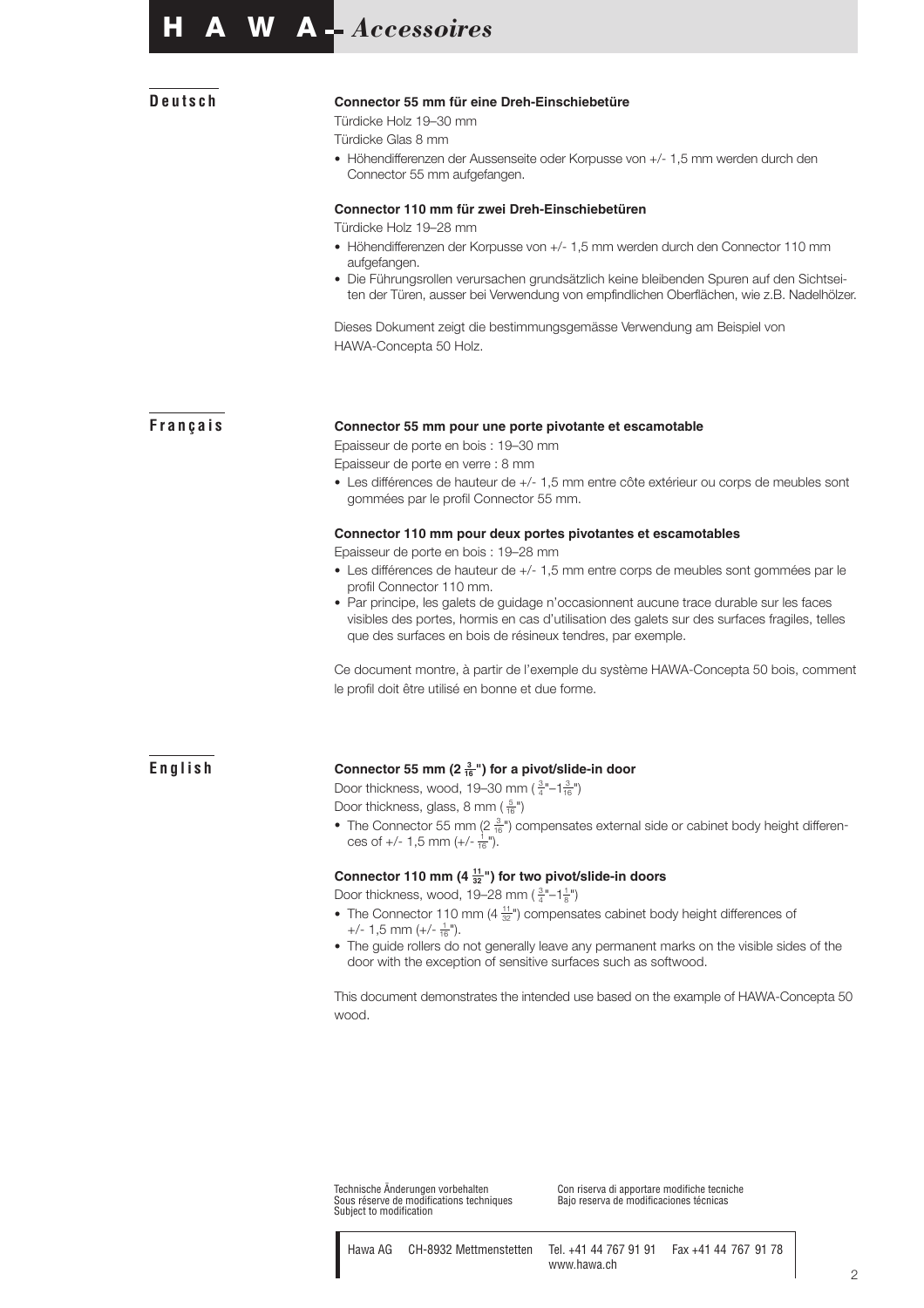## Deutsch

### Connector 55 mm für eine Dreh-Einschiebetüre

Türdicke Holz 19–30 mm

Türdicke Glas 8 mm

- Höhendifferenzen der Aussenseite oder Korpusse von +/- 1,5 mm werden durch den Connector 55 mm aufgefangen.

### Connector 110 mm für zwei Dreh-Einschiebetüren

Türdicke Holz 19–28 mm

- Höhendifferenzen der Korpusse von +/- 1,5 mm werden durch den Connector 110 mm aufgefangen.
- Die Führungsrollen verursachen grundsätzlich keine bleibenden Spuren auf den Sichtseiten der Türen, ausser bei Verwendung von empfindlichen Oberflächen, wie z.B. Nadelhölzer.

Dieses Dokument zeigt die bestimmungsgemässe Verwendung am Beispiel von HAWA-Concepta 50 Holz.

## Français

### Connector 55 mm pour une porte pivotante et escamotable

Epaisseur de porte en bois : 19–30 mm

Epaisseur de porte en verre : 8 mm

- Les différences de hauteur de +/- 1,5 mm entre côte extérieur ou corps de meubles sont gommées par le profil Connector 55 mm.

### Connector 110 mm pour deux portes pivotantes et escamotables

Epaisseur de porte en bois : 19–28 mm

- Les différences de hauteur de +/- 1,5 mm entre corps de meubles sont gommées par le profil Connector 110 mm.
- Par principe, les galets de guidage n'occasionnent aucune trace durable sur les faces visibles des portes, hormis en cas d'utilisation des galets sur des surfaces fragiles, telles que des surfaces en bois de résineux tendres, par exemple.

Ce document montre, à partir de l'exemple du système HAWA-Concepta 50 bois, comment le profil doit être utilisé en bonne et due forme.

## English

### Connector 55 mm (2 3/16") for a pivot/slide-in door

Door thickness, wood, 19–30 mm (3/4"–1 3/16")

Door thickness, glass, 8 mm (5/16")

- The Connector 55 mm (2 3/16") compensates external side or cabinet body height differences of +/- 1,5 mm (+/- 1/16").

### Connector 110 mm (4 11/32") for two pivot/slide-in doors

Door thickness, wood, 19–28 mm (3/4"–1 1/8")

- The Connector 110 mm (4 11/32") compensates cabinet body height differences of +/- 1,5 mm (+/- 1/16").
- The guide rollers do not generally leave any permanent marks on the visible sides of the door with the exception of sensitive surfaces such as softwood.

This document demonstrates the intended use based on the example of HAWA-Concepta 50 wood.

Technische Änderungen vorbehalten
Sous réserve de modifications techniques
Subject to modification

Con riserva di apportare modifiche tecniche
Bajo reserva de modificaciones técnicas

Hawa AG CH-8932 Mettmenstetten Tel. +41 44 767 91 91 Fax +41 44 767 91 78 www.hawa.ch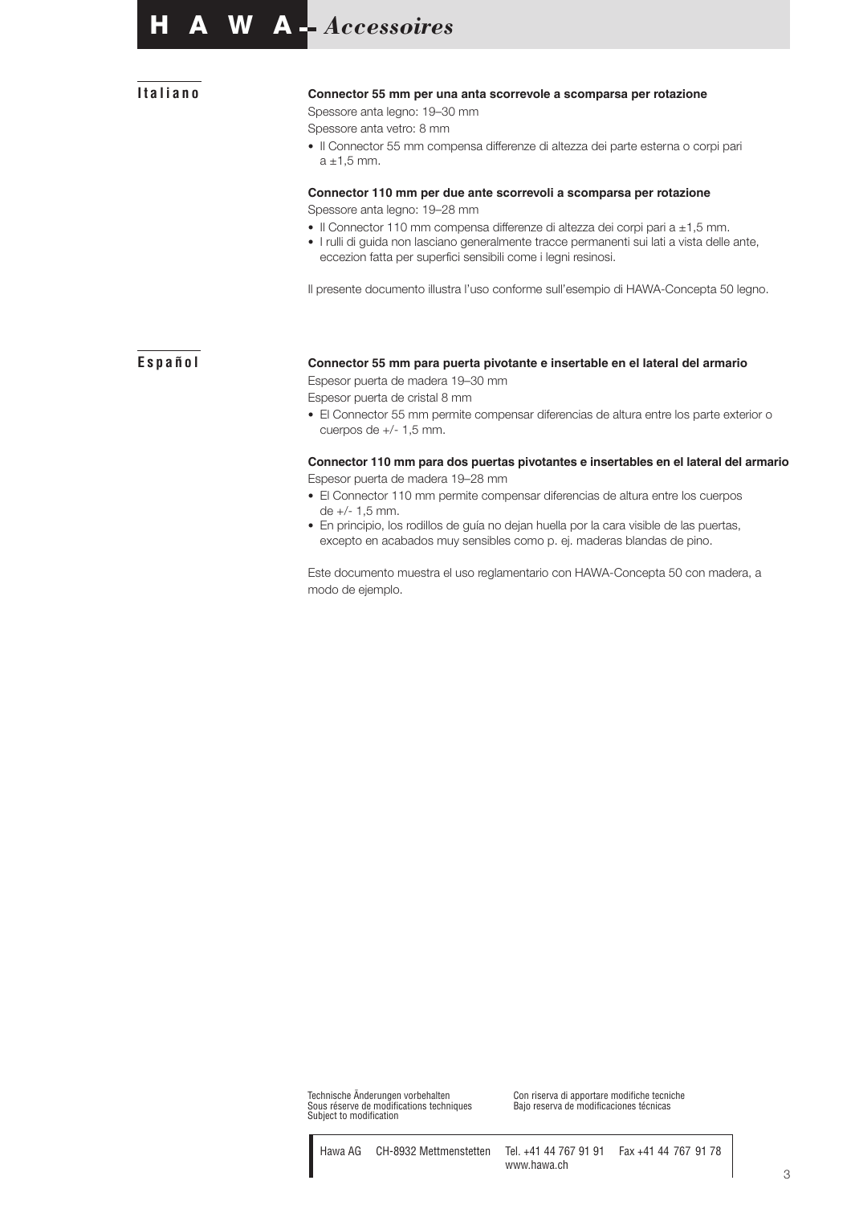## Italiano

**Connector 55 mm per una anta scorrevole a scomparsa per rotazione**

Spessore anta legno: 19–30 mm

Spessore anta vetro: 8 mm

- Il Connector 55 mm compensa differenze di altezza dei parte esterna o corpi pari a ±1,5 mm.

**Connector 110 mm per due ante scorrevoli a scomparsa per rotazione**

Spessore anta legno: 19–28 mm

- Il Connector 110 mm compensa differenze di altezza dei corpi pari a ±1,5 mm.
- I rulli di guida non lasciano generalmente tracce permanenti sui lati a vista delle ante, eccezion fatta per superfici sensibili come i legni resinosi.

Il presente documento illustra l'uso conforme sull'esempio di HAWA-Concepta 50 legno.

## Español

**Connector 55 mm para puerta pivotante e insertable en el lateral del armario**

Espesor puerta de madera 19–30 mm

Espesor puerta de cristal 8 mm

- El Connector 55 mm permite compensar diferencias de altura entre los parte exterior o cuerpos de +/- 1,5 mm.

**Connector 110 mm para dos puertas pivotantes e insertables en el lateral del armario**

Espesor puerta de madera 19–28 mm

- El Connector 110 mm permite compensar diferencias de altura entre los cuerpos de +/- 1,5 mm.
- En principio, los rodillos de guía no dejan huella por la cara visible de las puertas, excepto en acabados muy sensibles como p. ej. maderas blandas de pino.

Este documento muestra el uso reglamentario con HAWA-Concepta 50 con madera, a modo de ejemplo.

Technische Änderungen vorbehalten
Sous réserve de modifications techniques
Subject to modification

Con riserva di apportare modifiche tecniche
Bajo reserva de modificaciones técnicas

Hawa AG CH-8932 Mettmenstetten Tel. +41 44 767 91 91 Fax +41 44 767 91 78
www.hawa.ch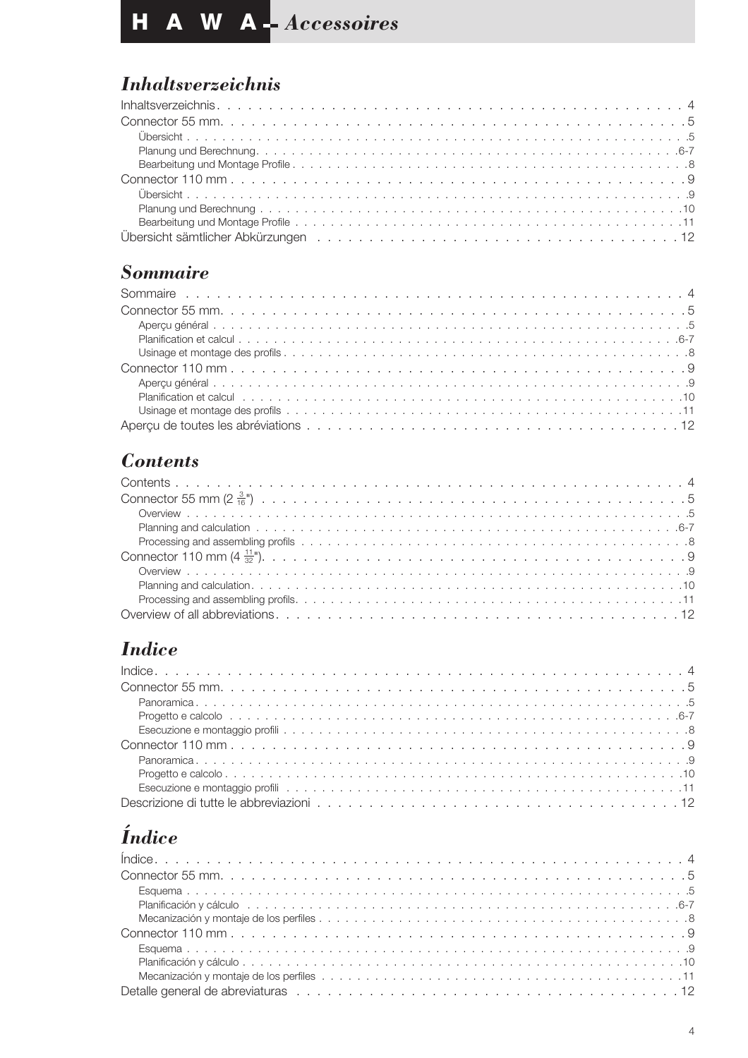# H A W A – *Accessoires*

## *Inhaltsverzeichnis*

Inhaltsverzeichnis . . . . . 4
Connector 55 mm. . . . . 5
- Übersicht . . . . . 5
- Planung und Berechnung . . . . . 6-7
- Bearbeitung und Montage Profile . . . . . 8

Connector 110 mm . . . . . 9
- Übersicht . . . . . 9
- Planung und Berechnung . . . . . 10
- Bearbeitung und Montage Profile . . . . . 11

Übersicht sämtlicher Abkürzungen . . . . . 12

## *Sommaire*

Sommaire . . . . . 4
Connector 55 mm. . . . . 5
- Aperçu général . . . . . 5
- Planification et calcul . . . . . 6-7
- Usinage et montage des profils . . . . . 8

Connector 110 mm . . . . . 9
- Aperçu général . . . . . 9
- Planification et calcul . . . . . 10
- Usinage et montage des profils . . . . . 11

Aperçu de toutes les abréviations . . . . . 12

## *Contents*

Contents . . . . . 4
Connector 55 mm (2 $\frac{3}{16}$") . . . . . 5
- Overview . . . . . 5
- Planning and calculation . . . . . 6-7
- Processing and assembling profils . . . . . 8

Connector 110 mm (4 $\frac{11}{32}$"). . . . . 9
- Overview . . . . . 9
- Planning and calculation. . . . . 10
- Processing and assembling profils. . . . . 11

Overview of all abbreviations. . . . . 12

## *Indice*

Indice. . . . . 4
Connector 55 mm. . . . . 5
- Panoramica . . . . . 5
- Progetto e calcolo . . . . . 6-7
- Esecuzione e montaggio profili . . . . . 8

Connector 110 mm . . . . . 9
- Panoramica . . . . . 9
- Progetto e calcolo . . . . . 10
- Esecuzione e montaggio profili . . . . . 11

Descrizione di tutte le abbreviazioni . . . . . 12

## *Índice*

Índice. . . . . 4
Connector 55 mm. . . . . 5
- Esquema . . . . . 5
- Planificación y cálculo . . . . . 6-7
- Mecanización y montaje de los perfiles . . . . . 8

Connector 110 mm . . . . . 9
- Esquema . . . . . 9
- Planificación y cálculo . . . . . 10
- Mecanización y montaje de los perfiles . . . . . 11

Detalle general de abreviaturas . . . . . 12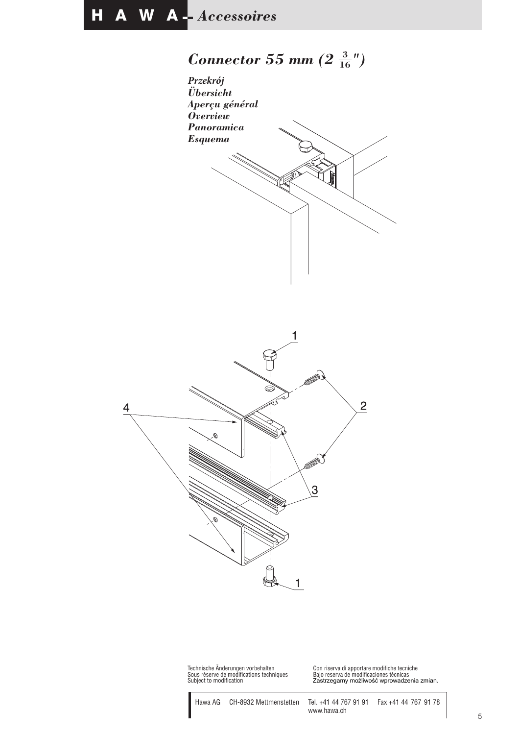# Connector 55 mm ($2 \frac{3}{16}$")

*Przekrój*
*Übersicht*
*Aperçu général*
*Overview*
*Panoramica*
*Esquema*

1

2

4

3

1

Technische Änderungen vorbehalten
Sous réserve de modifications techniques
Subject to modification

Con riserva di apportare modifiche tecniche
Bajo reserva de modificaciones técnicas
Zastrzegamy możliwość wprowadzenia zmian.

Hawa AG CH-8932 Mettmenstetten Tel. +41 44 767 91 91 Fax +41 44 767 91 78
www.hawa.ch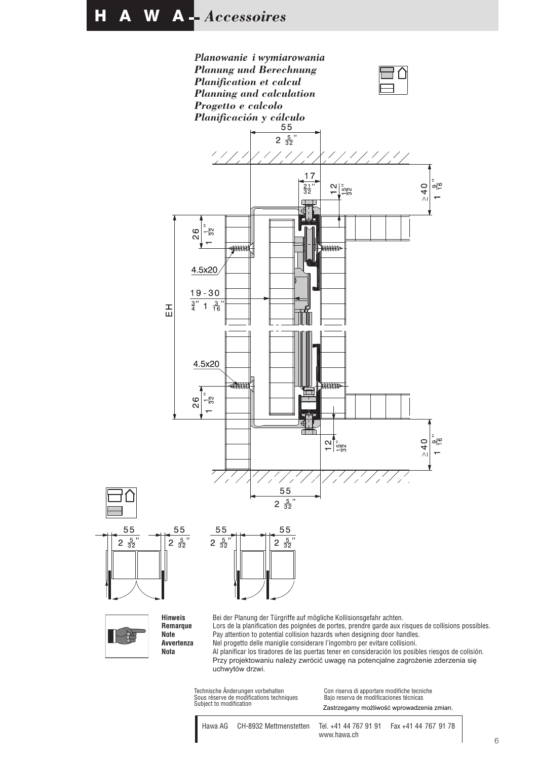*Planowanie i wymiarowania*
*Planung und Berechnung*
*Planification et calcul*
*Planning and calculation*
*Progetto e calcolo*
*Planificación y cálculo*

55 / 2 5/32"

17 / 21/32"

12 / 15/32"

≥40 / 1 9/16"

26 / 1 1/32"

4.5x20

19 - 30 / 3/4" 1 3/16"

EH

4.5x20

26 / 1 1/32"

12 / 15/32"

≥40 / 1 9/16"

55 / 2 5/32"

55 / 2 5/32" — 55 / 2 5/32" — 55 / 2 5/32" — 55 / 2 5/32"

**Hinweis** Bei der Planung der Türgriffe auf mögliche Kollisionsgefahr achten.
**Remarque** Lors de la planification des poignées de portes, prendre garde aux risques de collisions possibles.
**Note** Pay attention to potential collision hazards when designing door handles.
**Avvertenza** Nel progetto delle maniglie considerare l'ingombro per evitare collisioni.
**Nota** Al planificar los tiradores de las puertas tener en consideración los posibles riesgos de colisión.
Przy projektowaniu należy zwrócić uwagę na potencjalne zagrożenie zderzenia się uchwytów drzwi.

Technische Änderungen vorbehalten
Sous réserve de modifications techniques
Subject to modification
Con riserva di apportare modifiche tecniche
Bajo reserva de modificaciones técnicas
Zastrzegamy możliwość wprowadzenia zmian.

Hawa AG CH-8932 Mettmenstetten Tel. +41 44 767 91 91 Fax +41 44 767 91 78
www.hawa.ch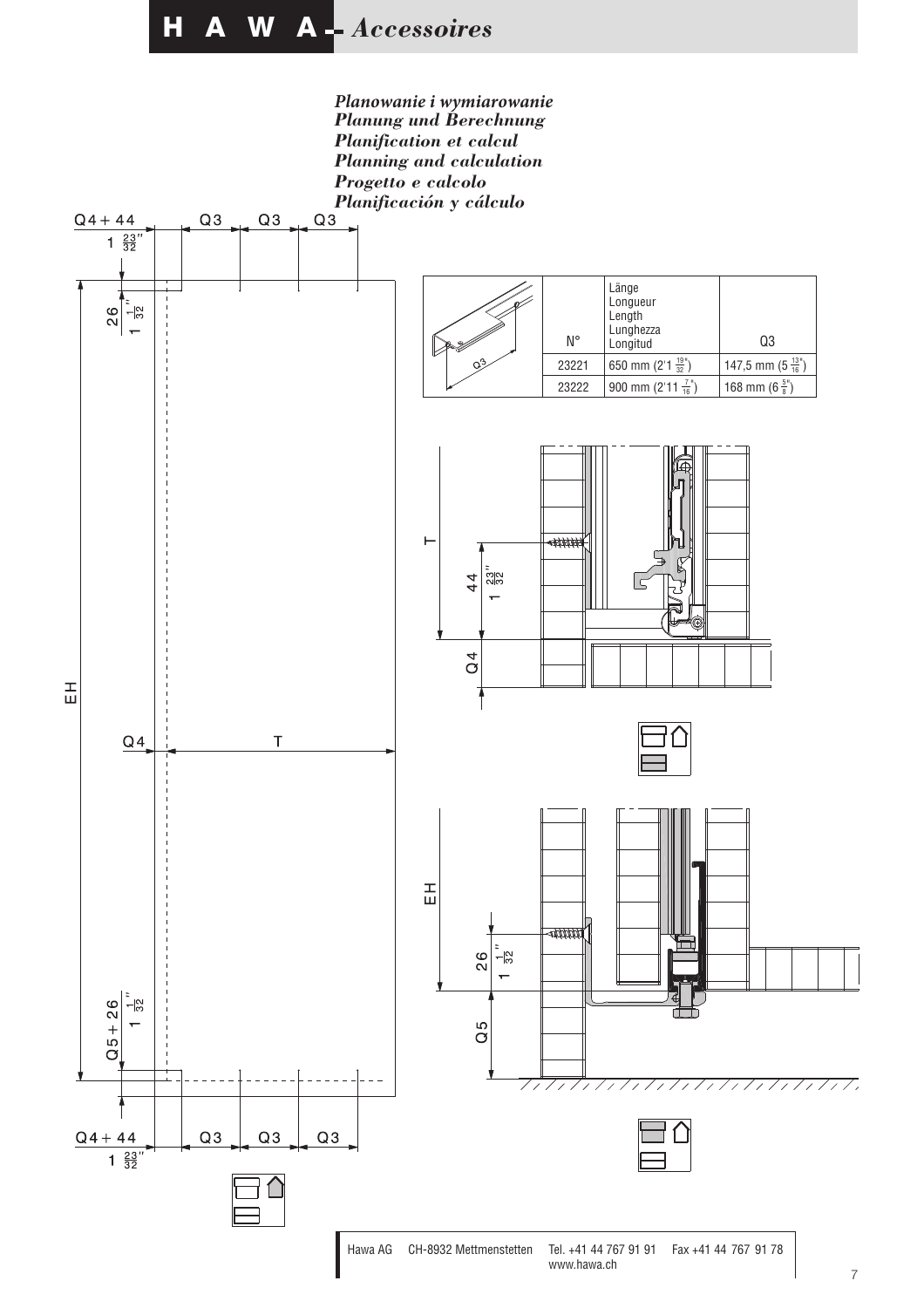## *Planowanie i wymiarowanie*
## *Planung und Berechnung*
## *Planification et calcul*
## *Planning and calculation*
## *Progetto e calcolo*
## *Planificación y cálculo*

| N° | Länge / Longueur / Length / Lunghezza / Longitud | Q3 |
|---|---|---|
| 23221 | 650 mm (2'1 19/32") | 147,5 mm (5 13/16") |
| 23222 | 900 mm (2'11 7/16") | 168 mm (6 5/8") |

Q4 + 44 (1 23/32") — Q3 — Q3 — Q3

26 (1 1/32")

EH

Q4 — T

Q5 + 26 (1 1/32")

T — 44 (1 23/32") — Q4

EH — 26 (1 1/32") — Q5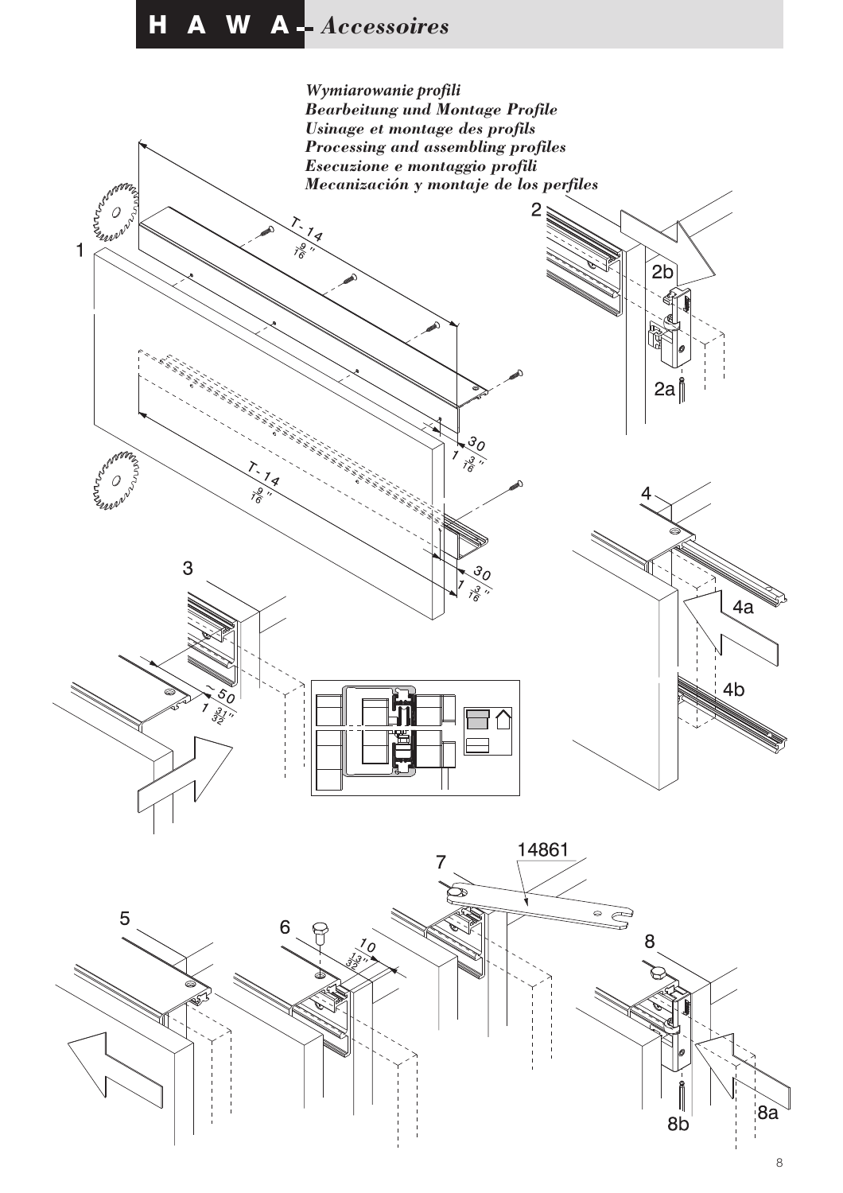*Wymiarowanie profili*
*Bearbeitung und Montage Profile*
*Usinage et montage des profils*
*Processing and assembling profiles*
*Esecuzione e montaggio profili*
*Mecanización y montaje de los perfiles*

1

T - 14
9/16"

30
1 3/16"

T - 14
9/16"

30
1 3/16"

2

2b

2a

3

~ 50
1 31/32"

4

4a

4b

5

6

10
13/32"

7

14861

8

8a

8b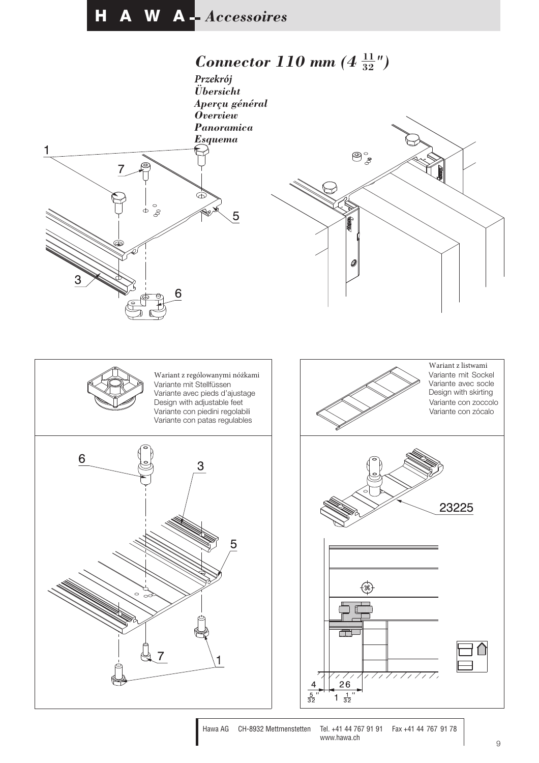## *Connector 110 mm (4 11/32")*

*Przekrój*
*Übersicht*
*Aperçu général*
*Overview*
*Panoramica*
*Esquema*

1

7

5

3

6

Wariant z rególowanymi nóżkami
Variante mit Stellfüssen
Variante avec pieds d'ajustage
Design with adjustable feet
Variante con piedini regolabili
Variante con patas regulables

6

3

5

7

1

Wariant z listwami
Variante mit Sockel
Variante avec socle
Design with skirting
Variante con zoccolo
Variante con zócalo

23225

4 — 26

5/32" — 1 1/32"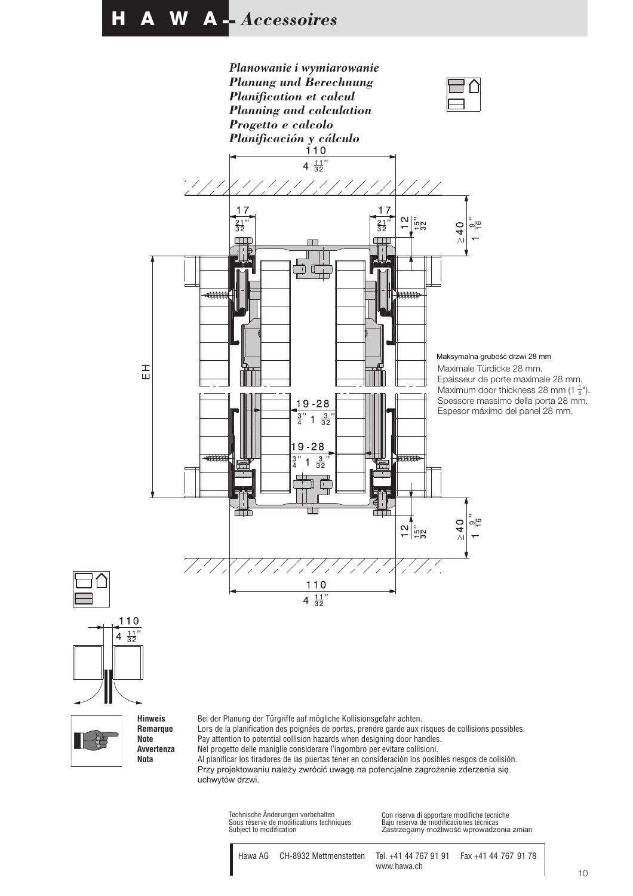# HAWA - *Accessoires*

## *Planowanie i wymiarowanie*
## *Planung und Berechnung*
## *Planification et calcul*
## *Planning and calculation*
## *Progetto e calcolo*
## *Planificación y cálculo*

110
4 11/32"

17
21/32"

17
21/32"

12
15/32"

≥40
1 9/16"

EH

19-28
3/4" 1 3/32"

19-28
3/4" 1 3/32"

12
15/32"

≥40
1 9/16"

110
4 11/32"

Maksymalna grubość drzwi 28 mm
Maximale Türdicke 28 mm.
Epaisseur de porte maximale 28 mm.
Maximum door thickness 28 mm (1 1/8").
Spessore massimo della porta 28 mm.
Espesor máximo del panel 28 mm.

110
4 11/32"

**Hinweis** Bei der Planung der Türgriffe auf mögliche Kollisionsgefahr achten.
**Remarque** Lors de la planification des poignées de portes, prendre garde aux risques de collisions possibles.
**Note** Pay attention to potential collision hazards when designing door handles.
**Avvertenza** Nel progetto delle maniglie considerare l'ingombro per evitare collisioni.
**Nota** Al planificar los tiradores de las puertas tener en consideración los posibles riesgos de colisión.
Przy projektowaniu należy zwrócić uwagę na potencjalne zagrożenie zderzenia się uchwytów drzwi.

Technische Änderungen vorbehalten
Sous réserve de modifications techniques
Subject to modification

Con riserva di apportare modifiche tecniche
Bajo reserva de modificaciones técnicas
Zastrzegamy możliwość wprowadzenia zmian

Hawa AG CH-8932 Mettmenstetten Tel. +41 44 767 91 91 Fax +41 44 767 91 78
www.hawa.ch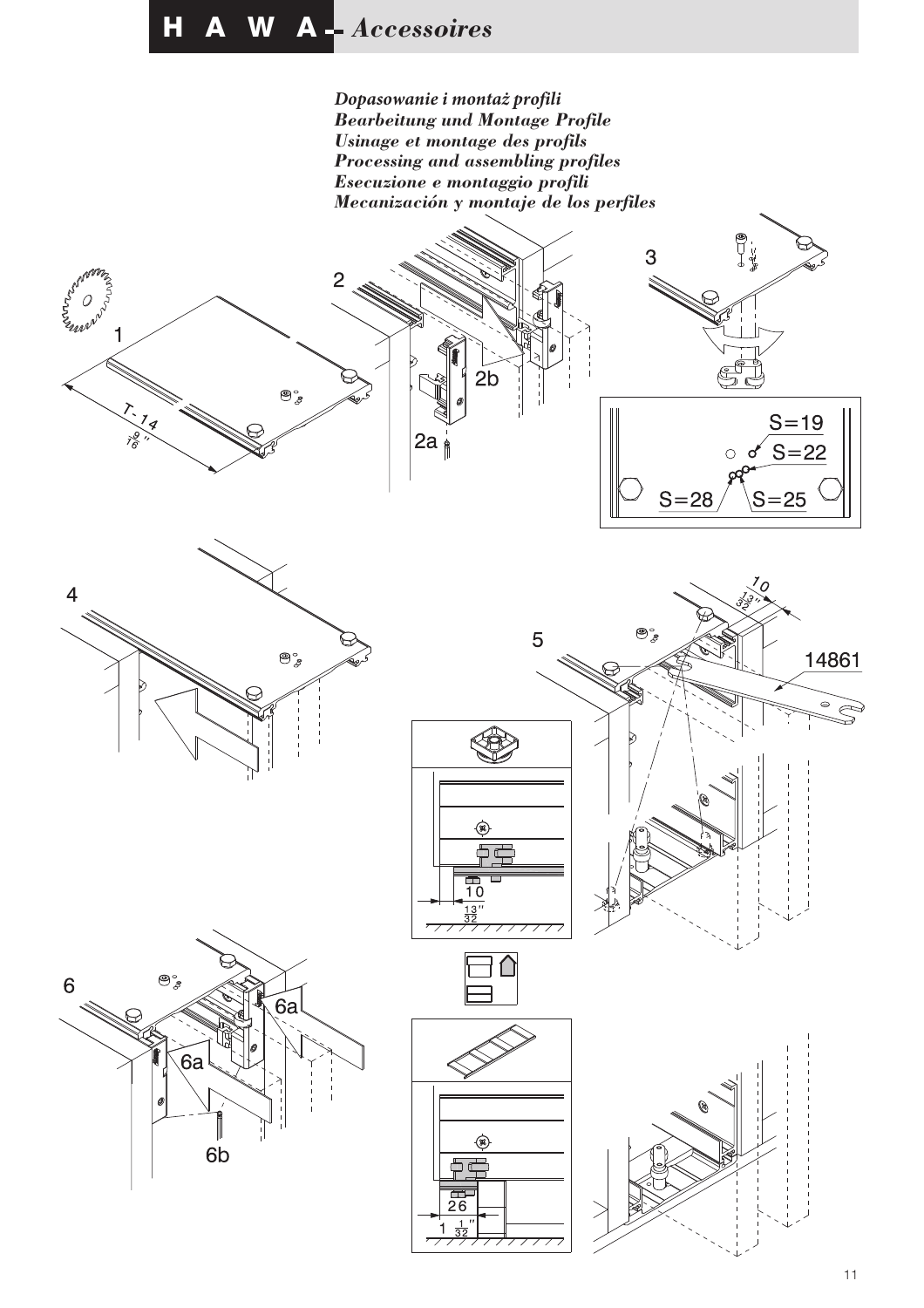# H A W A - *Accessoires*

***Dopasowanie i montaż profili***
***Bearbeitung und Montage Profile***
***Usinage et montage des profils***
***Processing and assembling profiles***
***Esecuzione e montaggio profili***
***Mecanización y montaje de los perfiles***

1

T - 14

$\frac{9}{16}$"

2

2a

2b

3

S=19

S=22

S=28

S=25

4

5

10

$\frac{13}{32}$"

14861

10

$\frac{13}{32}$"

6

6a

6a

6b

26

1 $\frac{1}{32}$"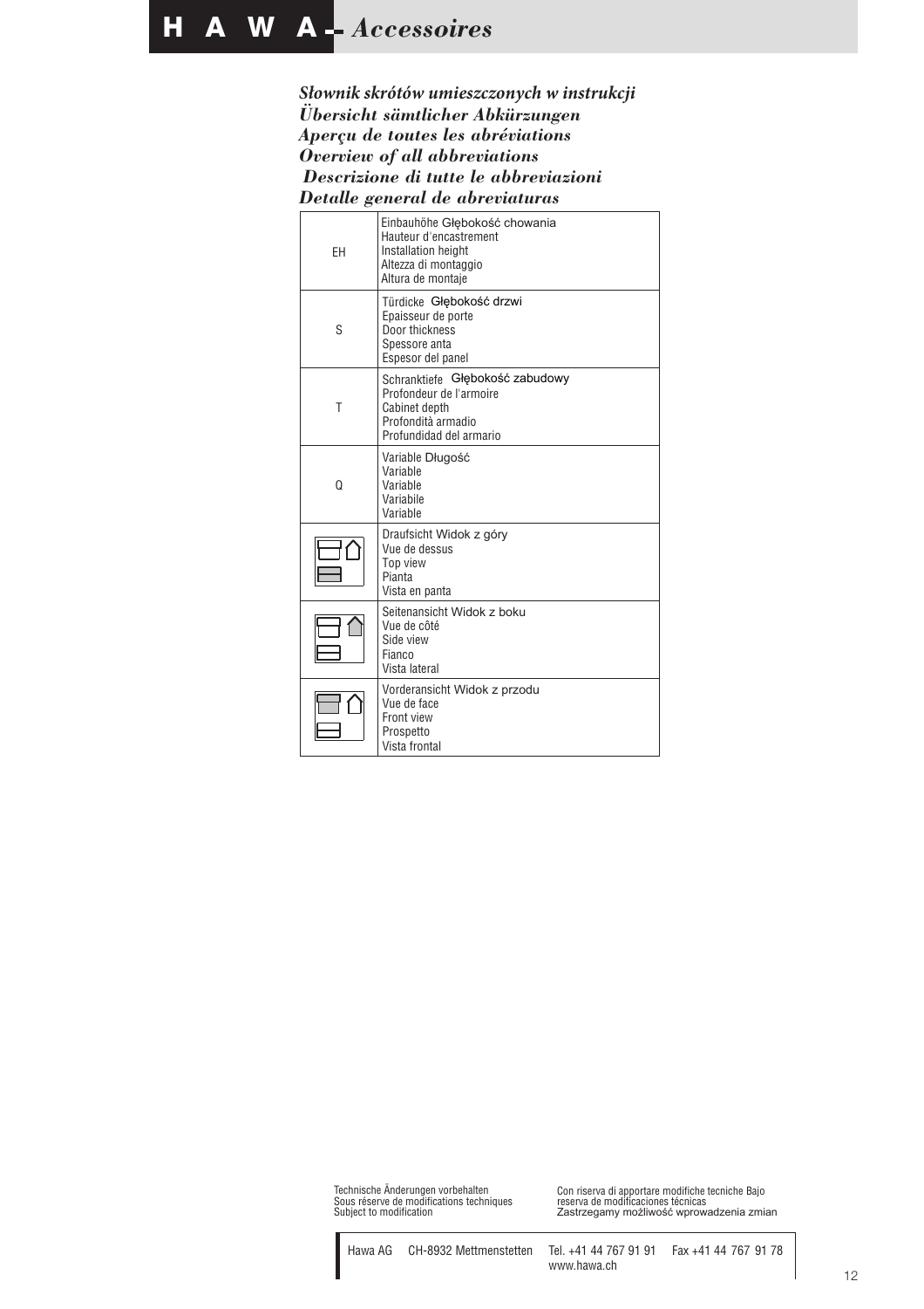# H A W A - *Accessoires*

***Słownik skrótów umieszczonych w instrukcji***
***Übersicht sämtlicher Abkürzungen***
***Aperçu de toutes les abréviations***
***Overview of all abbreviations***
***Descrizione di tutte le abbreviazioni***
***Detalle general de abreviaturas***

| | |
|---|---|
| EH | Einbauhöhe Głębokość chowania<br>Hauteur d'encastrement<br>Installation height<br>Altezza di montaggio<br>Altura de montaje |
| S | Türdicke Głębokość drzwi<br>Epaisseur de porte<br>Door thickness<br>Spessore anta<br>Espesor del panel |
| T | Schranktiefe Głębokość zabudowy<br>Profondeur de l'armoire<br>Cabinet depth<br>Profondità armadio<br>Profundidad del armario |
| Q | Variable Długość<br>Variable<br>Variable<br>Variabile<br>Variable |
| | Draufsicht Widok z góry<br>Vue de dessus<br>Top view<br>Pianta<br>Vista en panta |
| | Seitenansicht Widok z boku<br>Vue de côté<br>Side view<br>Fianco<br>Vista lateral |
| | Vorderansicht Widok z przodu<br>Vue de face<br>Front view<br>Prospetto<br>Vista frontal |

Technische Änderungen vorbehalten
Sous réserve de modifications techniques
Subject to modification

Con riserva di apportare modifiche tecniche Bajo reserva de modificaciones técnicas
Zastrzegamy możliwość wprowadzenia zmian

Hawa AG CH-8932 Mettmenstetten Tel. +41 44 767 91 91 Fax +41 44 767 91 78 www.hawa.ch